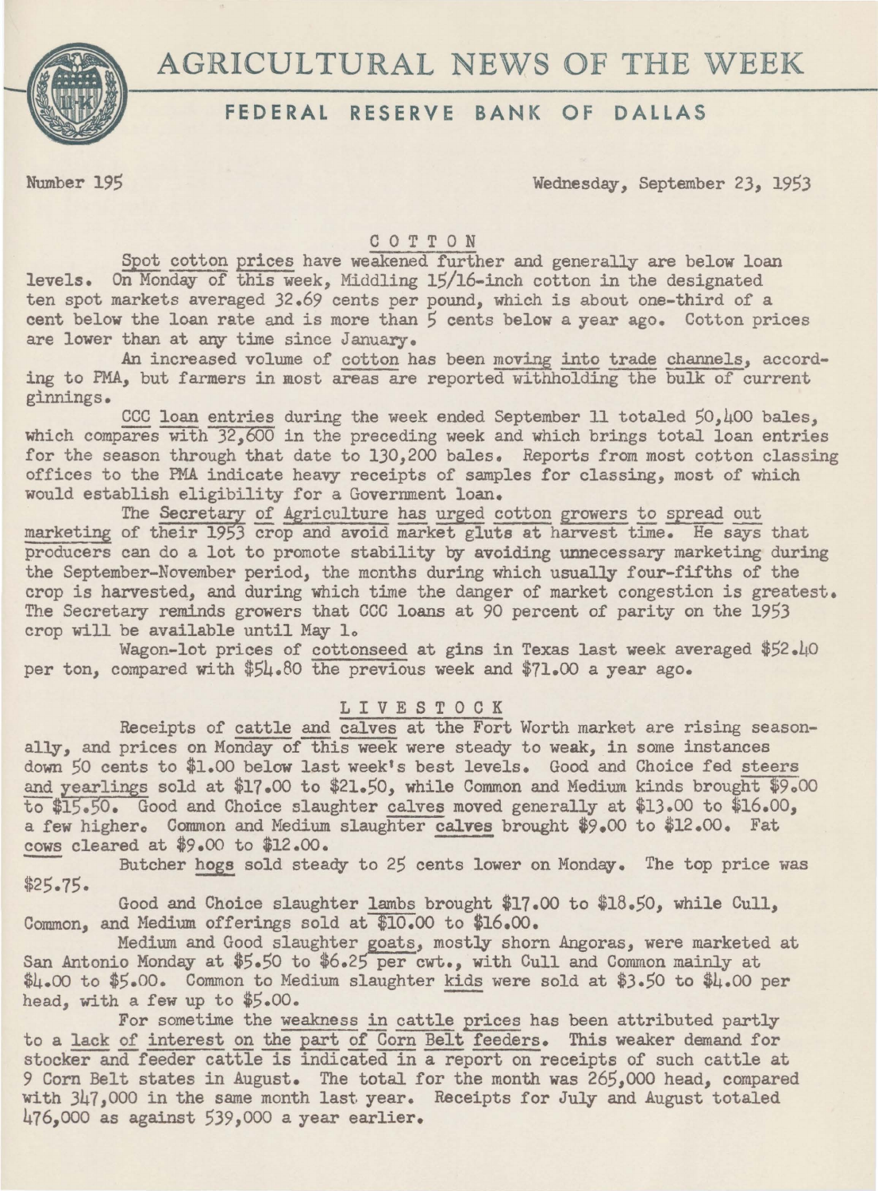# AGRICULTURAL NEWS OF THE WEEK

## FEDERAL RESERVE BANK OF DALLAS

Number 195 Wednesday, September 23, 1953

### COTTON

Spot cotton prices have weakened further and generally are below loan levels. On Monday of this week, Middling 15/16-inch cotton in the designated ten spot markets averaged 32.69 cents per pound, which is about one-third of a cent below the loan rate and is more than 5 cents below a year ago. Cotton prices are lower than at any time since January.

An increased volume of cotton has been moving into trade channels, according to PMA, but farmers in most areas are reported withholding the bulk of current ginnings.

CCC loan entries during the week ended September 11 totaled 50,400 bales, which compares with 32,600 in the preceding week and which brings total loan entries for the season through that date to 130,200 bales. Reports from most cotton classing offices to the PMA indicate heavy receipts of samples for classing, most of which would establish eligibility for a Government loan.

The Secretary of Agriculture has urged cotton growers to spread out marketing of their 1953 crop and avoid market gluts at harvest time. He says that producers can do a lot to promote stability by avoiding unnecessary marketing during the September-November period, the months during which usually four-fifths of the crop is harvested, and during which time the danger of market congestion is greatest. The Secretary reminds growers that CCC loans at 90 percent of parity on the 1953 crop will be available until May 1.

Wagon-lot prices of cottonseed at gins in Texas last week averaged $52.40 per ton, compared with $54.80 the previous week and $71.00 a year ago.

### LIVESTOCK

Receipts of cattle and calves at the Fort Worth market are rising seasonally, and prices on Monday of this week were steady to weak, in some instances down 50 cents to $1.00 below last week's best levels. Good and Choice fed steers and yearlings sold at $17.00 to $21.50, while Common and Medium kinds brought $9.00 to $15.50. Good and Choice slaughter calves moved generally at $13.00 to $16.00, a few higher. Common and Medium slaughter calves brought $9.00 to $12.00. Fat cows cleared at $9.00 to $12.00.

Butcher hogs sold steady to 25 cents lower on Monday. The top price was $25.75.

Good and Choice slaughter lambs brought $17.00 to $18.50, while Cull, Common, and Medium offerings sold at $10.00 to $16.00.

Medium and Good slaughter goats, mostly shorn Angoras, were marketed at San Antonio Monday at $5.50 to $6.25 per cwt., with Cull and Common mainly at $4.00 to $5.00. Common to Medium slaughter kids were sold at $3.50 to $4.00 per head, with a few up to $5.00.

For sometime the weakness in cattle prices has been attributed partly to a lack of interest on the part of Corn Belt feeders. This weaker demand for stocker and feeder cattle is indicated in a report on receipts of such cattle at 9 Corn Belt states in August. The total for the month was 265,000 head, compared with 347,000 in the same month last year. Receipts for July and August totaled 476,000 as against 539,000 a year earlier.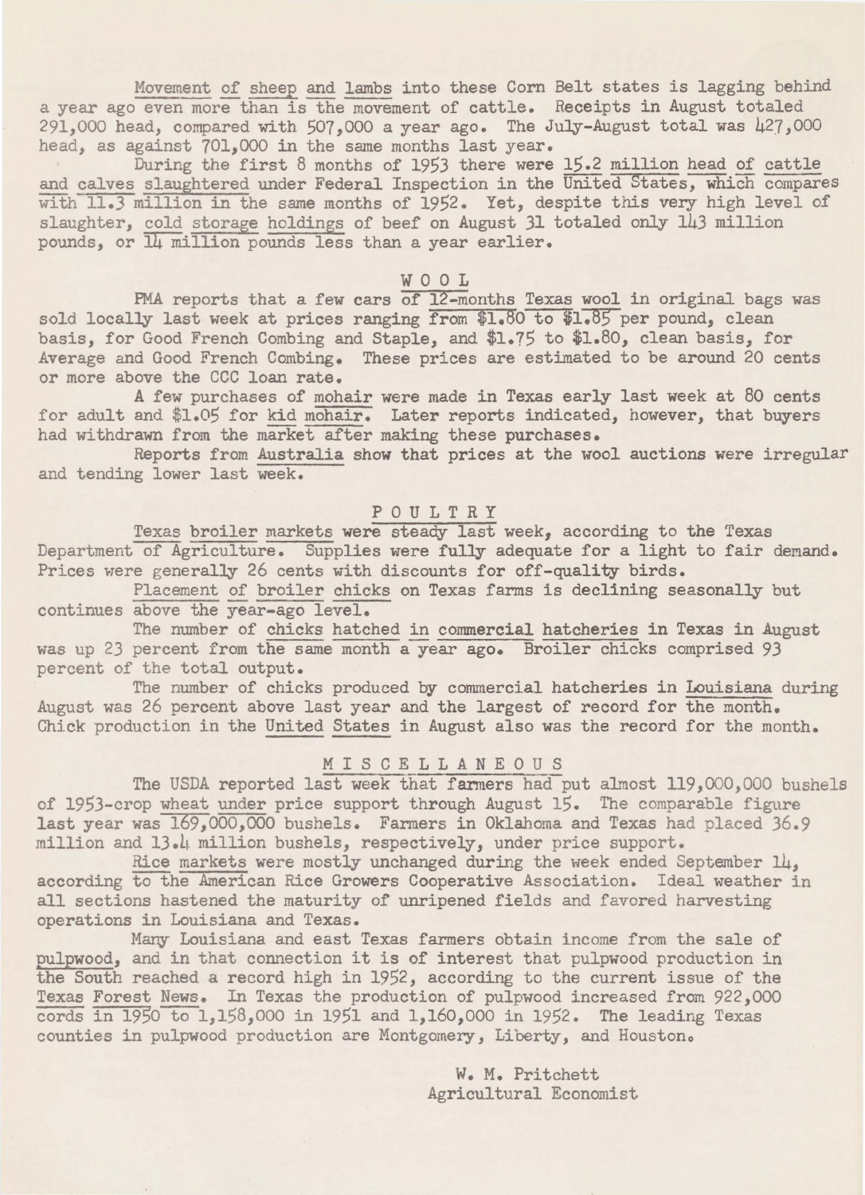Movement of sheep and lambs into these Corn Belt states is lagging behind a year ago even more than is the movement of cattle. Receipts in August totaled 291,000 head, compared with 507,000 a year ago. The July-August total was 427,000 head, as against 701,000 in the same months last year.

During the first 8 months of 1953 there were 15.2 million head of cattle and calves slaughtered under Federal Inspection in the United States, which compares with 11.3 million in the same months of 1952. Yet, despite this very high level of slaughter, cold storage holdings of beef on August 31 totaled only 143 million pounds, or 14 million pounds less than a year earlier.

## WOOL

PMA reports that a few cars of 12-months Texas wool in original bags was sold locally last week at prices ranging from $1.80 to $1.85 per pound, clean basis, for Good French Combing and Staple, and $1.75 to $1.80, clean basis, for Average and Good French Combing. These prices are estimated to be around 20 cents or more above the CCC loan rate.

A few purchases of mohair were made in Texas early last week at 80 cents for adult and $1.05 for kid mohair. Later reports indicated, however, that buyers had withdrawn from the market after making these purchases.

Reports from Australia show that prices at the wool auctions were irregular and tending lower last week.

## POULTRY

Texas broiler markets were steady last week, according to the Texas Department of Agriculture. Supplies were fully adequate for a light to fair demand. Prices were generally 26 cents with discounts for off-quality birds.

Placement of broiler chicks on Texas farms is declining seasonally but continues above the year-ago level.

The number of chicks hatched in commercial hatcheries in Texas in August was up 23 percent from the same month a year ago. Broiler chicks comprised 93 percent of the total output.

The number of chicks produced by commercial hatcheries in Louisiana during August was 26 percent above last year and the largest of record for the month. Chick production in the United States in August also was the record for the month.

## MISCELLANEOUS

The USDA reported last week that farmers had put almost 119,000,000 bushels of 1953-crop wheat under price support through August 15. The comparable figure last year was 169,000,000 bushels. Farmers in Oklahoma and Texas had placed 36.9 million and 13.4 million bushels, respectively, under price support.

Rice markets were mostly unchanged during the week ended September 14, according to the American Rice Growers Cooperative Association. Ideal weather in all sections hastened the maturity of unripened fields and favored harvesting operations in Louisiana and Texas.

Many Louisiana and east Texas farmers obtain income from the sale of pulpwood, and in that connection it is of interest that pulpwood production in the South reached a record high in 1952, according to the current issue of the Texas Forest News. In Texas the production of pulpwood increased from 922,000 cords in 1950 to 1,158,000 in 1951 and 1,160,000 in 1952. The leading Texas counties in pulpwood production are Montgomery, Liberty, and Houston.

W. M. Pritchett
Agricultural Economist